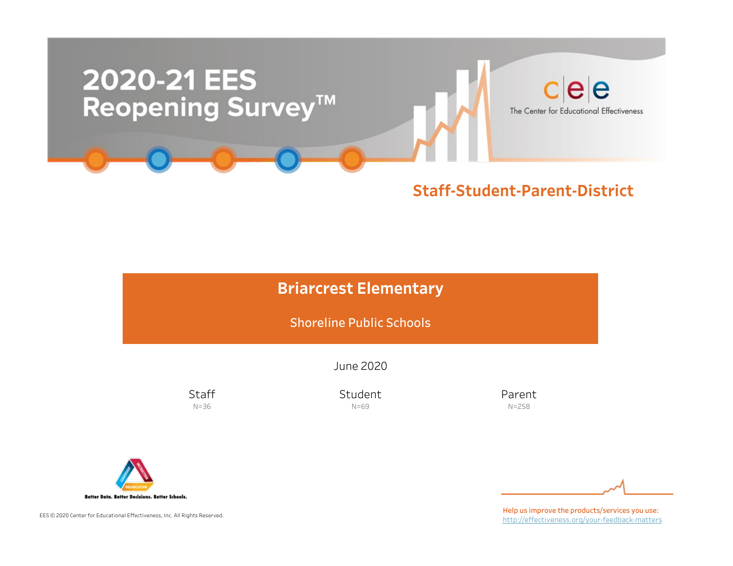# 2020-21 EES Reopening Survey™

cee
The Center for Educational Effectiveness

## Staff-Student-Parent-District

## Briarcrest Elementary

Shoreline Public Schools

June 2020

| Staff | Student | Parent |
|---|---|---|
| N=36 | N=69 | N=258 |

Better Data. Better Decisions. Better Schools.

EES © 2020 Center for Educational Effectiveness, Inc. All Rights Reserved.

Help us improve the products/services you use:
http://effectiveness.org/your-feedback-matters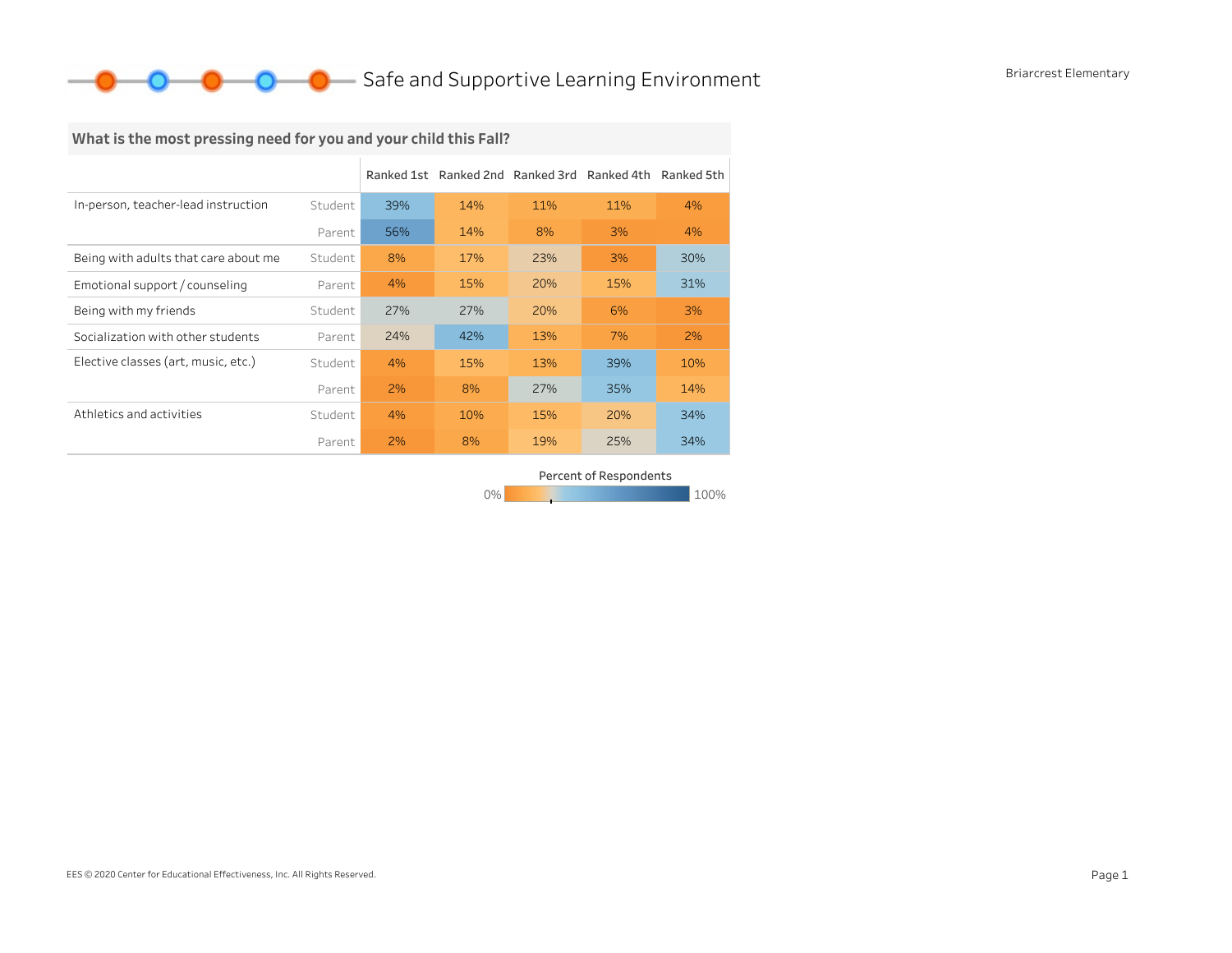# Safe and Supportive Learning Environment

Briarcrest Elementary

## What is the most pressing need for you and your child this Fall?

| | | Ranked 1st | Ranked 2nd | Ranked 3rd | Ranked 4th | Ranked 5th |
|---|---|---|---|---|---|---|
| In-person, teacher-lead instruction | Student | 39% | 14% | 11% | 11% | 4% |
| | Parent | 56% | 14% | 8% | 3% | 4% |
| Being with adults that care about me | Student | 8% | 17% | 23% | 3% | 30% |
| Emotional support / counseling | Parent | 4% | 15% | 20% | 15% | 31% |
| Being with my friends | Student | 27% | 27% | 20% | 6% | 3% |
| Socialization with other students | Parent | 24% | 42% | 13% | 7% | 2% |
| Elective classes (art, music, etc.) | Student | 4% | 15% | 13% | 39% | 10% |
| | Parent | 2% | 8% | 27% | 35% | 14% |
| Athletics and activities | Student | 4% | 10% | 15% | 20% | 34% |
| | Parent | 2% | 8% | 19% | 25% | 34% |

Percent of Respondents: 0% – 100%

EES © 2020 Center for Educational Effectiveness, Inc. All Rights Reserved.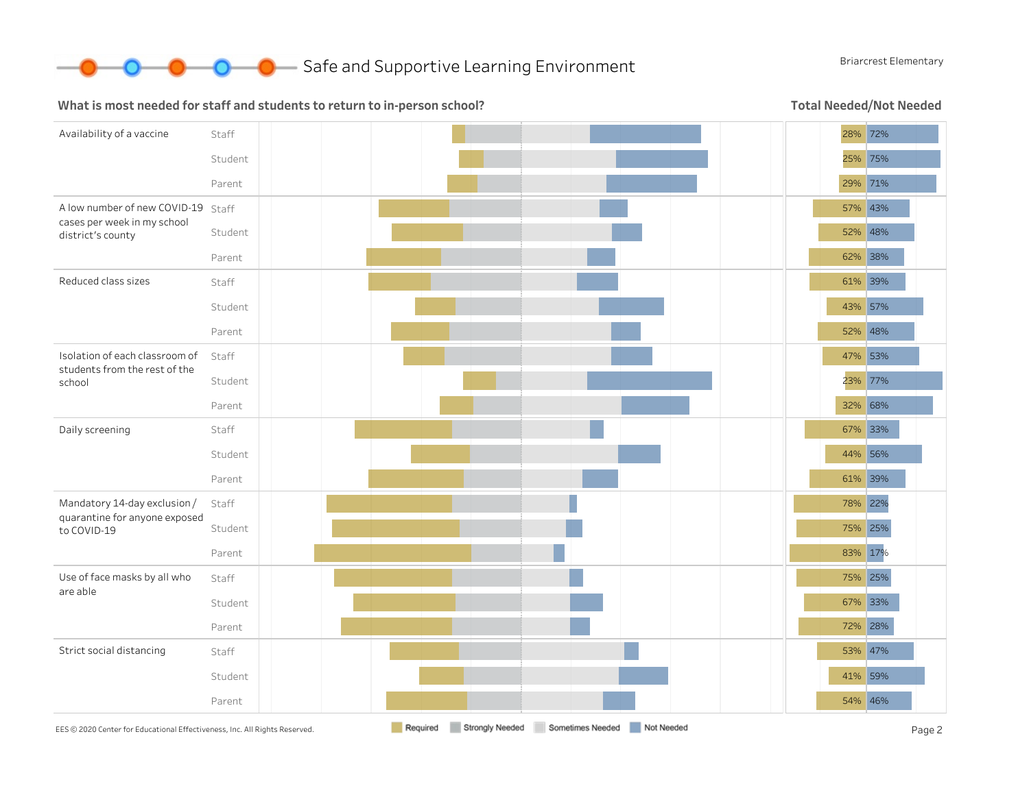# Safe and Supportive Learning Environment

Briarcrest Elementary

## What is most needed for staff and students to return to in-person school?

**Total Needed/Not Needed**

| Item | Group | Needed | Not Needed |
|---|---|---|---|
| Availability of a vaccine | Staff | 28% | 72% |
| | Student | 25% | 75% |
| | Parent | 29% | 71% |
| A low number of new COVID-19 cases per week in my school district's county | Staff | 57% | 43% |
| | Student | 52% | 48% |
| | Parent | 62% | 38% |
| Reduced class sizes | Staff | 61% | 39% |
| | Student | 43% | 57% |
| | Parent | 52% | 48% |
| Isolation of each classroom of students from the rest of the school | Staff | 47% | 53% |
| | Student | 23% | 77% |
| | Parent | 32% | 68% |
| Daily screening | Staff | 67% | 33% |
| | Student | 44% | 56% |
| | Parent | 61% | 39% |
| Mandatory 14-day exclusion / quarantine for anyone exposed to COVID-19 | Staff | 78% | 22% |
| | Student | 75% | 25% |
| | Parent | 83% | 17% |
| Use of face masks by all who are able | Staff | 75% | 25% |
| | Student | 67% | 33% |
| | Parent | 72% | 28% |
| Strict social distancing | Staff | 53% | 47% |
| | Student | 41% | 59% |
| | Parent | 54% | 46% |

Legend: Required | Strongly Needed | Sometimes Needed | Not Needed

EES © 2020 Center for Educational Effectiveness, Inc. All Rights Reserved.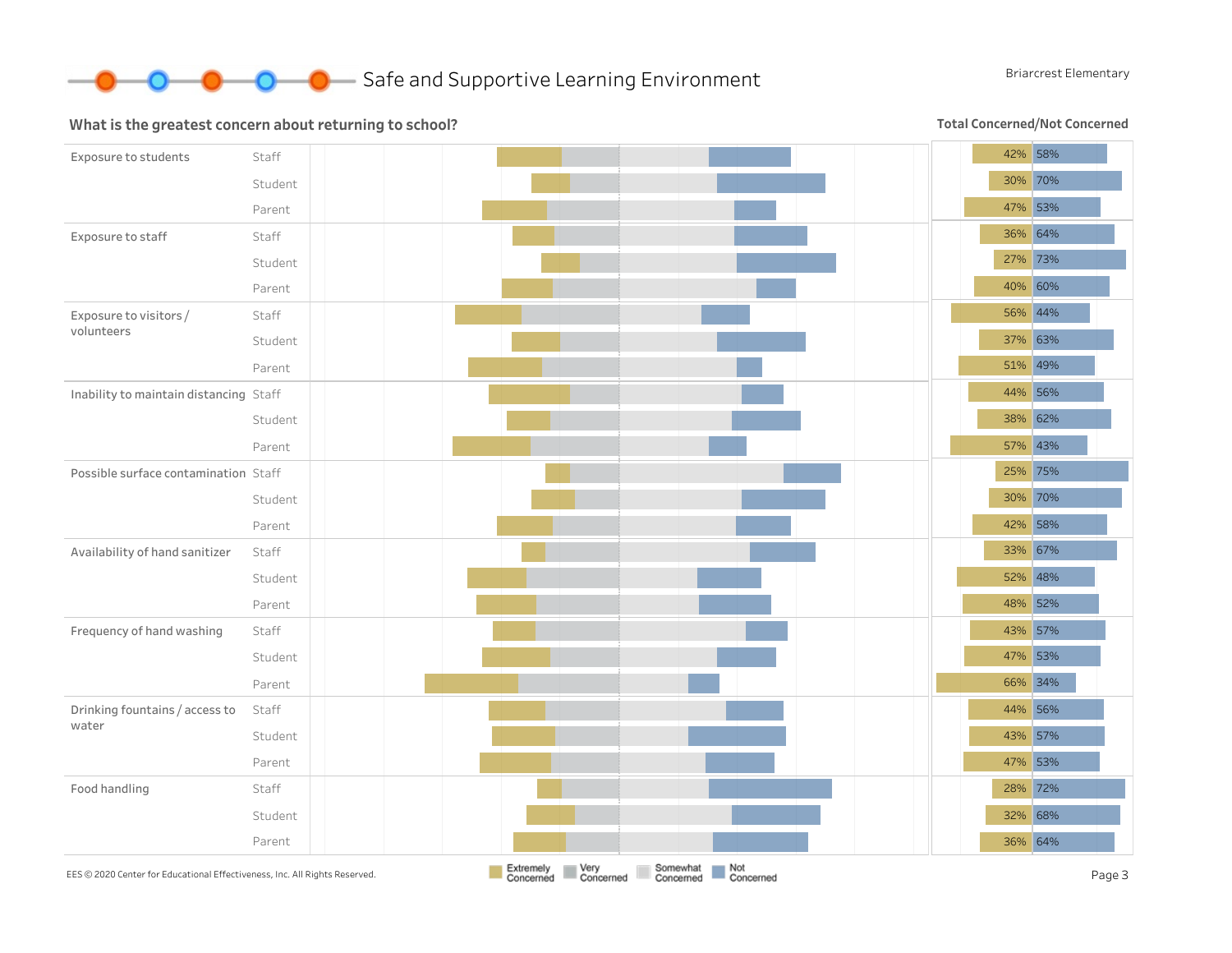# Safe and Supportive Learning Environment

Briarcrest Elementary

## What is the greatest concern about returning to school?

**Total Concerned/Not Concerned**

| Concern | Group | Concerned | Not Concerned |
|---|---|---|---|
| Exposure to students | Staff | 42% | 58% |
| | Student | 30% | 70% |
| | Parent | 47% | 53% |
| Exposure to staff | Staff | 36% | 64% |
| | Student | 27% | 73% |
| | Parent | 40% | 60% |
| Exposure to visitors / volunteers | Staff | 56% | 44% |
| | Student | 37% | 63% |
| | Parent | 51% | 49% |
| Inability to maintain distancing | Staff | 44% | 56% |
| | Student | 38% | 62% |
| | Parent | 57% | 43% |
| Possible surface contamination | Staff | 25% | 75% |
| | Student | 30% | 70% |
| | Parent | 42% | 58% |
| Availability of hand sanitizer | Staff | 33% | 67% |
| | Student | 52% | 48% |
| | Parent | 48% | 52% |
| Frequency of hand washing | Staff | 43% | 57% |
| | Student | 47% | 53% |
| | Parent | 66% | 34% |
| Drinking fountains / access to water | Staff | 44% | 56% |
| | Student | 43% | 57% |
| | Parent | 47% | 53% |
| Food handling | Staff | 28% | 72% |
| | Student | 32% | 68% |
| | Parent | 36% | 64% |

Legend: Extremely Concerned, Very Concerned, Somewhat Concerned, Not Concerned

EES © 2020 Center for Educational Effectiveness, Inc. All Rights Reserved.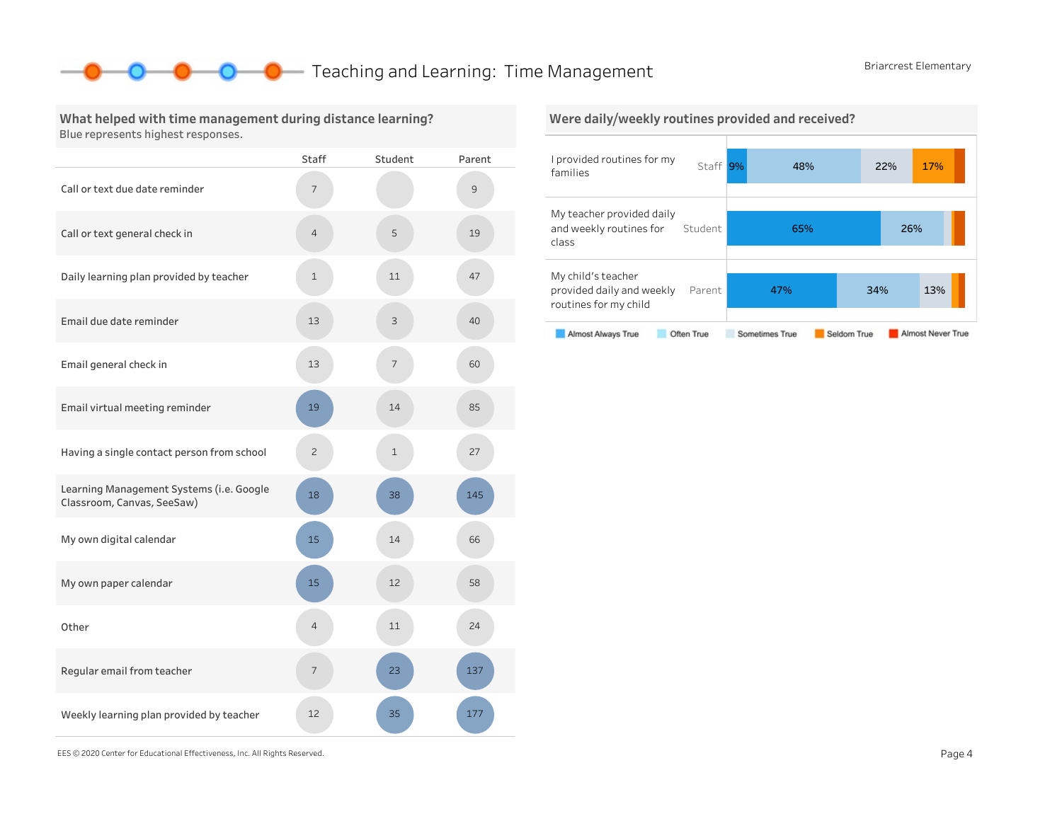# Teaching and Learning: Time Management

Briarcrest Elementary

## What helped with time management during distance learning?

Blue represents highest responses.

| | Staff | Student | Parent |
|---|---|---|---|
| Call or text due date reminder | 7 | | 9 |
| Call or text general check in | 4 | 5 | 19 |
| Daily learning plan provided by teacher | 1 | 11 | 47 |
| Email due date reminder | 13 | 3 | 40 |
| Email general check in | 13 | 7 | 60 |
| Email virtual meeting reminder | 19 | 14 | 85 |
| Having a single contact person from school | 2 | 1 | 27 |
| Learning Management Systems (i.e. Google Classroom, Canvas, SeeSaw) | 18 | 38 | 145 |
| My own digital calendar | 15 | 14 | 66 |
| My own paper calendar | 15 | 12 | 58 |
| Other | 4 | 11 | 24 |
| Regular email from teacher | 7 | 23 | 137 |
| Weekly learning plan provided by teacher | 12 | 35 | 177 |

## Were daily/weekly routines provided and received?

| Statement | Group | Almost Always True | Often True | Sometimes True | Seldom True | Almost Never True |
|---|---|---|---|---|---|---|
| I provided routines for my families | Staff | 9% | 48% | 22% | 17% | |
| My teacher provided daily and weekly routines for class | Student | 65% | 26% | | | |
| My child's teacher provided daily and weekly routines for my child | Parent | 47% | 34% | 13% | | |

EES © 2020 Center for Educational Effectiveness, Inc. All Rights Reserved.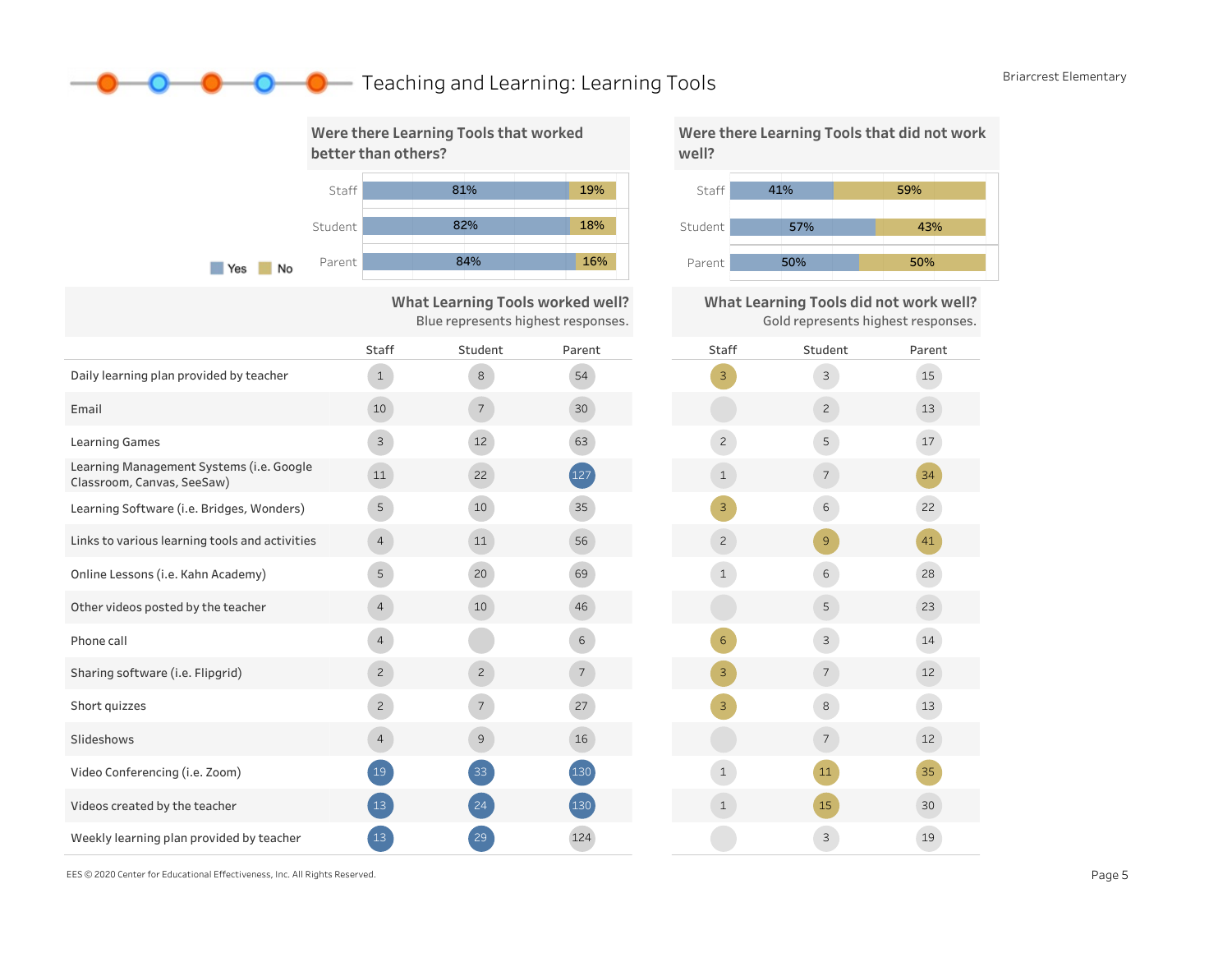## Teaching and Learning: Learning Tools

Briarcrest Elementary

### Were there Learning Tools that worked better than others?

| | Yes | No |
|---|---|---|
| Staff | 81% | 19% |
| Student | 82% | 18% |
| Parent | 84% | 16% |

### Were there Learning Tools that did not work well?

| | Yes | No |
|---|---|---|
| Staff | 41% | 59% |
| Student | 57% | 43% |
| Parent | 50% | 50% |

### What Learning Tools worked well? / What Learning Tools did not work well?

Blue represents highest responses. Gold represents highest responses.

| Learning Tool | Worked well: Staff | Worked well: Student | Worked well: Parent | Did not work well: Staff | Did not work well: Student | Did not work well: Parent |
|---|---|---|---|---|---|---|
| Daily learning plan provided by teacher | 1 | 8 | 54 | 3 | 3 | 15 |
| Email | 10 | 7 | 30 | | 2 | 13 |
| Learning Games | 3 | 12 | 63 | 2 | 5 | 17 |
| Learning Management Systems (i.e. Google Classroom, Canvas, SeeSaw) | 11 | 22 | 127 | 1 | 7 | 34 |
| Learning Software (i.e. Bridges, Wonders) | 5 | 10 | 35 | 3 | 6 | 22 |
| Links to various learning tools and activities | 4 | 11 | 56 | 2 | 9 | 41 |
| Online Lessons (i.e. Kahn Academy) | 5 | 20 | 69 | 1 | 6 | 28 |
| Other videos posted by the teacher | 4 | 10 | 46 | | 5 | 23 |
| Phone call | 4 | | 6 | 6 | 3 | 14 |
| Sharing software (i.e. Flipgrid) | 2 | 2 | 7 | 3 | 7 | 12 |
| Short quizzes | 2 | 7 | 27 | 3 | 8 | 13 |
| Slideshows | 4 | 9 | 16 | | 7 | 12 |
| Video Conferencing (i.e. Zoom) | 19 | 33 | 130 | 1 | 11 | 35 |
| Videos created by the teacher | 13 | 24 | 130 | 1 | 15 | 30 |
| Weekly learning plan provided by teacher | 13 | 29 | 124 | | 3 | 19 |

EES © 2020 Center for Educational Effectiveness, Inc. All Rights Reserved.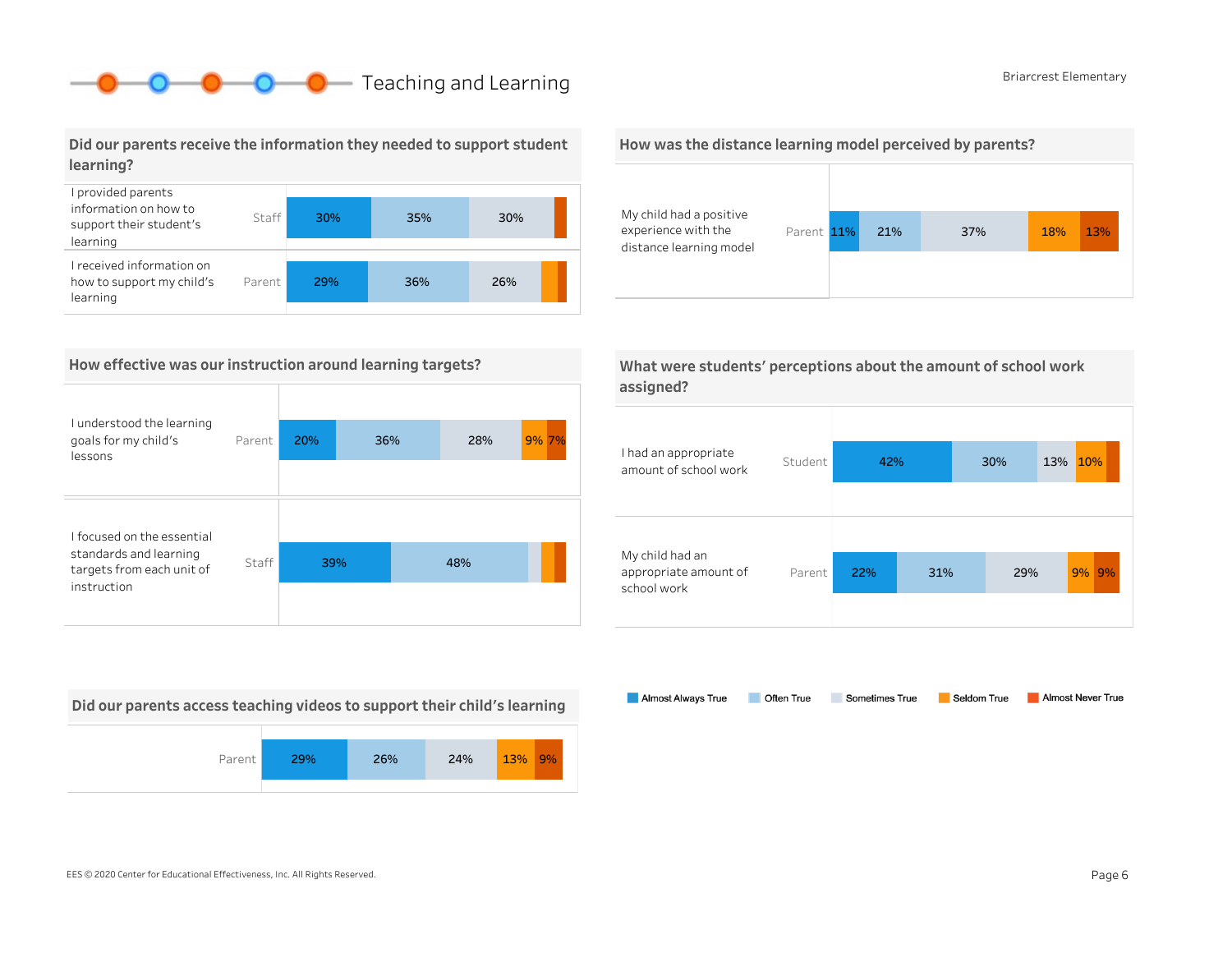# Teaching and Learning

Briarcrest Elementary

## Did our parents receive the information they needed to support student learning?

| Item | Respondent | Almost Always True | Often True | Sometimes True | Seldom True | Almost Never True |
|---|---|---|---|---|---|---|
| I provided parents information on how to support their student's learning | Staff | 30% | 35% | 30% | | |
| I received information on how to support my child's learning | Parent | 29% | 36% | 26% | | |

## How was the distance learning model perceived by parents?

| Item | Respondent | Almost Always True | Often True | Sometimes True | Seldom True | Almost Never True |
|---|---|---|---|---|---|---|
| My child had a positive experience with the distance learning model | Parent | 11% | 21% | 37% | 18% | 13% |

## How effective was our instruction around learning targets?

| Item | Respondent | Almost Always True | Often True | Sometimes True | Seldom True | Almost Never True |
|---|---|---|---|---|---|---|
| I understood the learning goals for my child's lessons | Parent | 20% | 36% | 28% | 9% | 7% |
| I focused on the essential standards and learning targets from each unit of instruction | Staff | 39% | 48% | | | |

## What were students' perceptions about the amount of school work assigned?

| Item | Respondent | Almost Always True | Often True | Sometimes True | Seldom True | Almost Never True |
|---|---|---|---|---|---|---|
| I had an appropriate amount of school work | Student | 42% | 30% | 13% | 10% | |
| My child had an appropriate amount of school work | Parent | 22% | 31% | 29% | 9% | 9% |

## Did our parents access teaching videos to support their child's learning

| Respondent | Almost Always True | Often True | Sometimes True | Seldom True | Almost Never True |
|---|---|---|---|---|---|
| Parent | 29% | 26% | 24% | 13% | 9% |

Legend: Almost Always True, Often True, Sometimes True, Seldom True, Almost Never True

EES © 2020 Center for Educational Effectiveness, Inc. All Rights Reserved.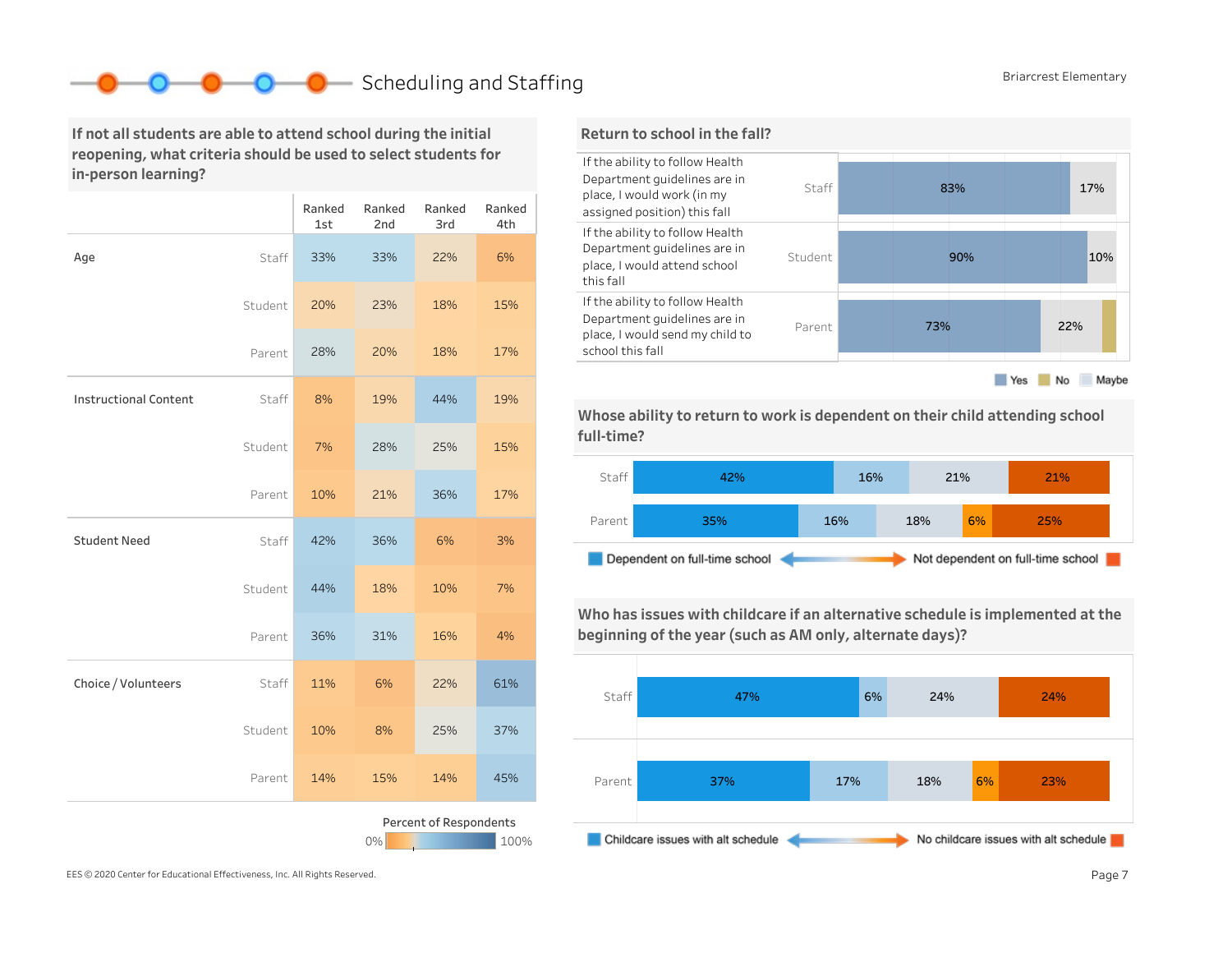# Scheduling and Staffing

Briarcrest Elementary

## If not all students are able to attend school during the initial reopening, what criteria should be used to select students for in-person learning?

| | | Ranked 1st | Ranked 2nd | Ranked 3rd | Ranked 4th |
|---|---|---|---|---|---|
| Age | Staff | 33% | 33% | 22% | 6% |
| | Student | 20% | 23% | 18% | 15% |
| | Parent | 28% | 20% | 18% | 17% |
| Instructional Content | Staff | 8% | 19% | 44% | 19% |
| | Student | 7% | 28% | 25% | 15% |
| | Parent | 10% | 21% | 36% | 17% |
| Student Need | Staff | 42% | 36% | 6% | 3% |
| | Student | 44% | 18% | 10% | 7% |
| | Parent | 36% | 31% | 16% | 4% |
| Choice / Volunteers | Staff | 11% | 6% | 22% | 61% |
| | Student | 10% | 8% | 25% | 37% |
| | Parent | 14% | 15% | 14% | 45% |

Percent of Respondents: 0% – 100%

## Return to school in the fall?

| Statement | Group | Yes | Maybe | No |
|---|---|---|---|---|
| If the ability to follow Health Department guidelines are in place, I would work (in my assigned position) this fall | Staff | 83% | 17% | |
| If the ability to follow Health Department guidelines are in place, I would attend school this fall | Student | 90% | 10% | |
| If the ability to follow Health Department guidelines are in place, I would send my child to school this fall | Parent | 73% | 22% | |

Legend: Yes, No, Maybe

## Whose ability to return to work is dependent on their child attending school full-time?

| Group | | | | | |
|---|---|---|---|---|---|
| Staff | 42% | 16% | 21% | | 21% |
| Parent | 35% | 16% | 18% | 6% | 25% |

Dependent on full-time school ↔ Not dependent on full-time school

## Who has issues with childcare if an alternative schedule is implemented at the beginning of the year (such as AM only, alternate days)?

| Group | | | | | |
|---|---|---|---|---|---|
| Staff | 47% | 6% | 24% | | 24% |
| Parent | 37% | 17% | 18% | 6% | 23% |

Childcare issues with alt schedule ↔ No childcare issues with alt schedule

EES © 2020 Center for Educational Effectiveness, Inc. All Rights Reserved.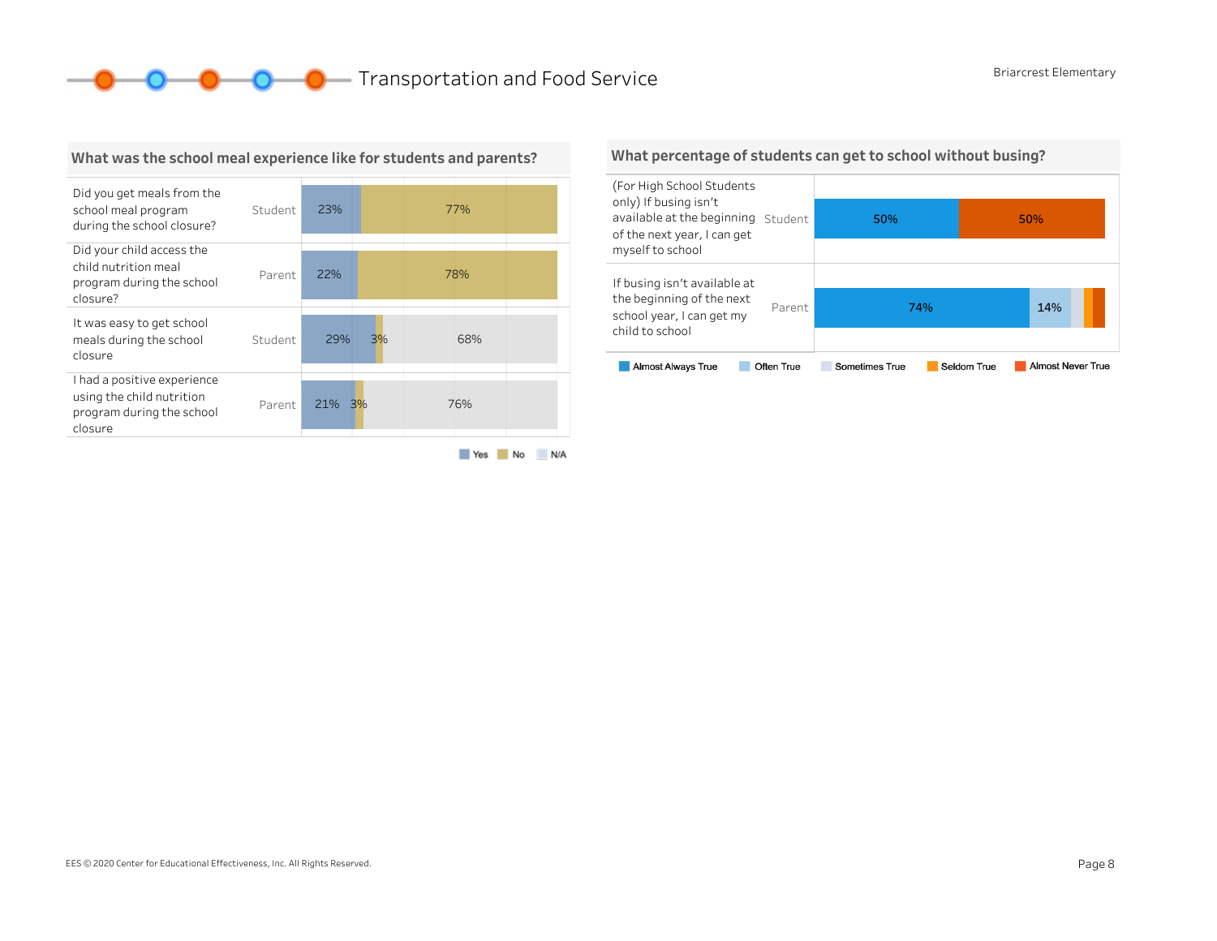# Transportation and Food Service

Briarcrest Elementary

## What was the school meal experience like for students and parents?

| Question | Respondent | Yes | No | N/A |
| --- | --- | --- | --- | --- |
| Did you get meals from the school meal program during the school closure? | Student | 23% | 77% | |
| Did your child access the child nutrition meal program during the school closure? | Parent | 22% | 78% | |
| It was easy to get school meals during the school closure | Student | 29% | 3% | 68% |
| I had a positive experience using the child nutrition program during the school closure | Parent | 21% | 3% | 76% |

## What percentage of students can get to school without busing?

| Question | Respondent | Almost Always True | Often True | Sometimes True | Seldom True | Almost Never True |
| --- | --- | --- | --- | --- | --- | --- |
| (For High School Students only) If busing isn't available at the beginning of the next year, I can get myself to school | Student | 50% | | | | 50% |
| If busing isn't available at the beginning of the next school year, I can get my child to school | Parent | 74% | 14% | | | |

EES © 2020 Center for Educational Effectiveness, Inc. All Rights Reserved.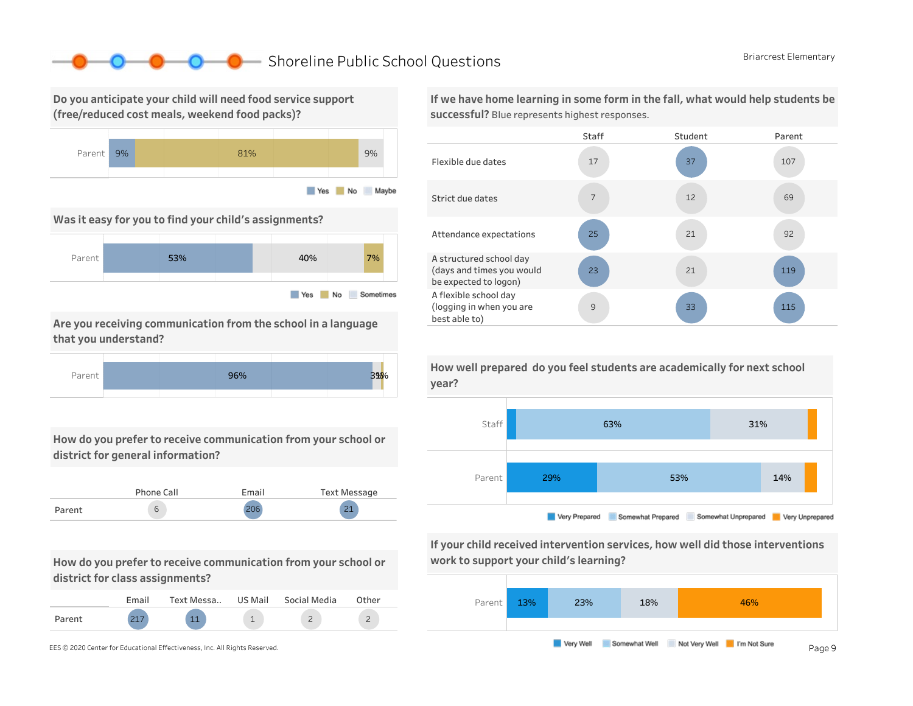# Shoreline Public School Questions

Briarcrest Elementary

## Do you anticipate your child will need food service support (free/reduced cost meals, weekend food packs)?

| | Yes | No | Maybe |
|---|---|---|---|
| Parent | 9% | 81% | 9% |

## Was it easy for you to find your child's assignments?

| | Yes | Sometimes | No |
|---|---|---|---|
| Parent | 53% | 40% | 7% |

## Are you receiving communication from the school in a language that you understand?

| | Yes | Other responses |
|---|---|---|
| Parent | 96% | 3% / 1% (labels overlap) |

## How do you prefer to receive communication from your school or district for general information?

| | Phone Call | Email | Text Message |
|---|---|---|---|
| Parent | 6 | 206 | 21 |

## How do you prefer to receive communication from your school or district for class assignments?

| | Email | Text Messa.. | US Mail | Social Media | Other |
|---|---|---|---|---|---|
| Parent | 217 | 11 | 1 | 2 | 2 |

## If we have home learning in some form in the fall, what would help students be successful? Blue represents highest responses.

| | Staff | Student | Parent |
|---|---|---|---|
| Flexible due dates | 17 | 37 | 107 |
| Strict due dates | 7 | 12 | 69 |
| Attendance expectations | 25 | 21 | 92 |
| A structured school day (days and times you would be expected to logon) | 23 | 21 | 119 |
| A flexible school day (logging in when you are best able to) | 9 | 33 | 115 |

## How well prepared do you feel students are academically for next school year?

| | Very Prepared | Somewhat Prepared | Somewhat Unprepared | Very Unprepared |
|---|---|---|---|---|
| Staff | | 63% | 31% | |
| Parent | 29% | 53% | 14% | |

## If your child received intervention services, how well did those interventions work to support your child's learning?

| | Very Well | Somewhat Well | Not Very Well | I'm Not Sure |
|---|---|---|---|---|
| Parent | 13% | 23% | 18% | 46% |

EES © 2020 Center for Educational Effectiveness, Inc. All Rights Reserved.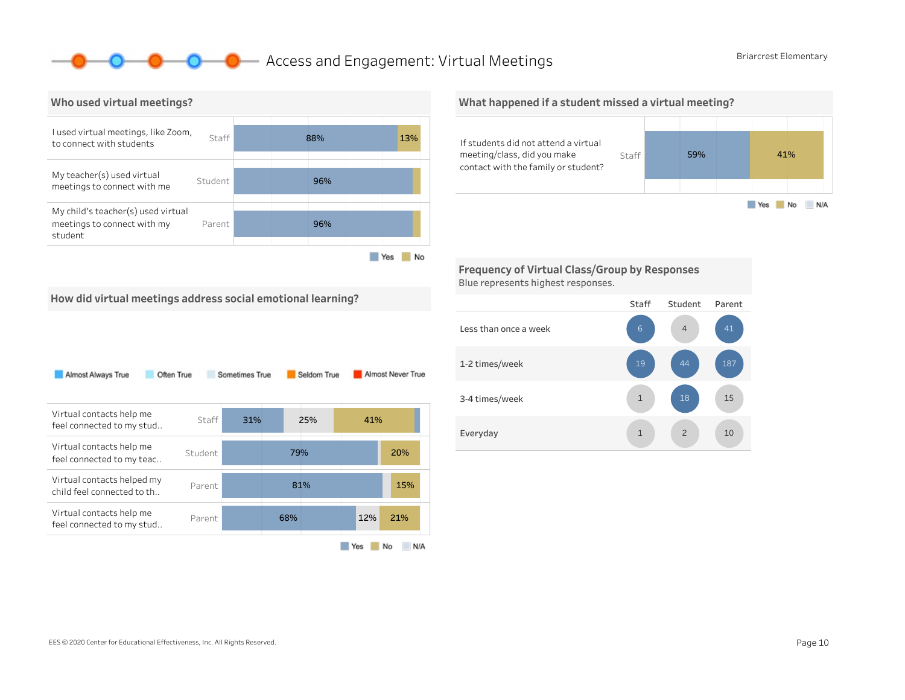# Access and Engagement: Virtual Meetings

Briarcrest Elementary

## Who used virtual meetings?

| Question | Group | Yes | No |
|---|---|---|---|
| I used virtual meetings, like Zoom, to connect with students | Staff | 88% | 13% |
| My teacher(s) used virtual meetings to connect with me | Student | 96% | |
| My child's teacher(s) used virtual meetings to connect with my student | Parent | 96% | |

## What happened if a student missed a virtual meeting?

| Question | Group | Yes | No | N/A |
|---|---|---|---|---|
| If students did not attend a virtual meeting/class, did you make contact with the family or student? | Staff | 59% | 41% | |

## How did virtual meetings address social emotional learning?

Legend: Almost Always True, Often True, Sometimes True, Seldom True, Almost Never True

| Question | Group | Yes | N/A | No |
|---|---|---|---|---|
| Virtual contacts help me feel connected to my stud.. | Staff | 31% | 25% | 41% |
| Virtual contacts help me feel connected to my teac.. | Student | 79% | | 20% |
| Virtual contacts helped my child feel connected to th.. | Parent | 81% | | 15% |
| Virtual contacts help me feel connected to my stud.. | Parent | 68% | 12% | 21% |

## Frequency of Virtual Class/Group by Responses

Blue represents highest responses.

| | Staff | Student | Parent |
|---|---|---|---|
| Less than once a week | 6 | 4 | 41 |
| 1-2 times/week | 19 | 44 | 187 |
| 3-4 times/week | 1 | 18 | 15 |
| Everyday | 1 | 2 | 10 |

EES © 2020 Center for Educational Effectiveness, Inc. All Rights Reserved.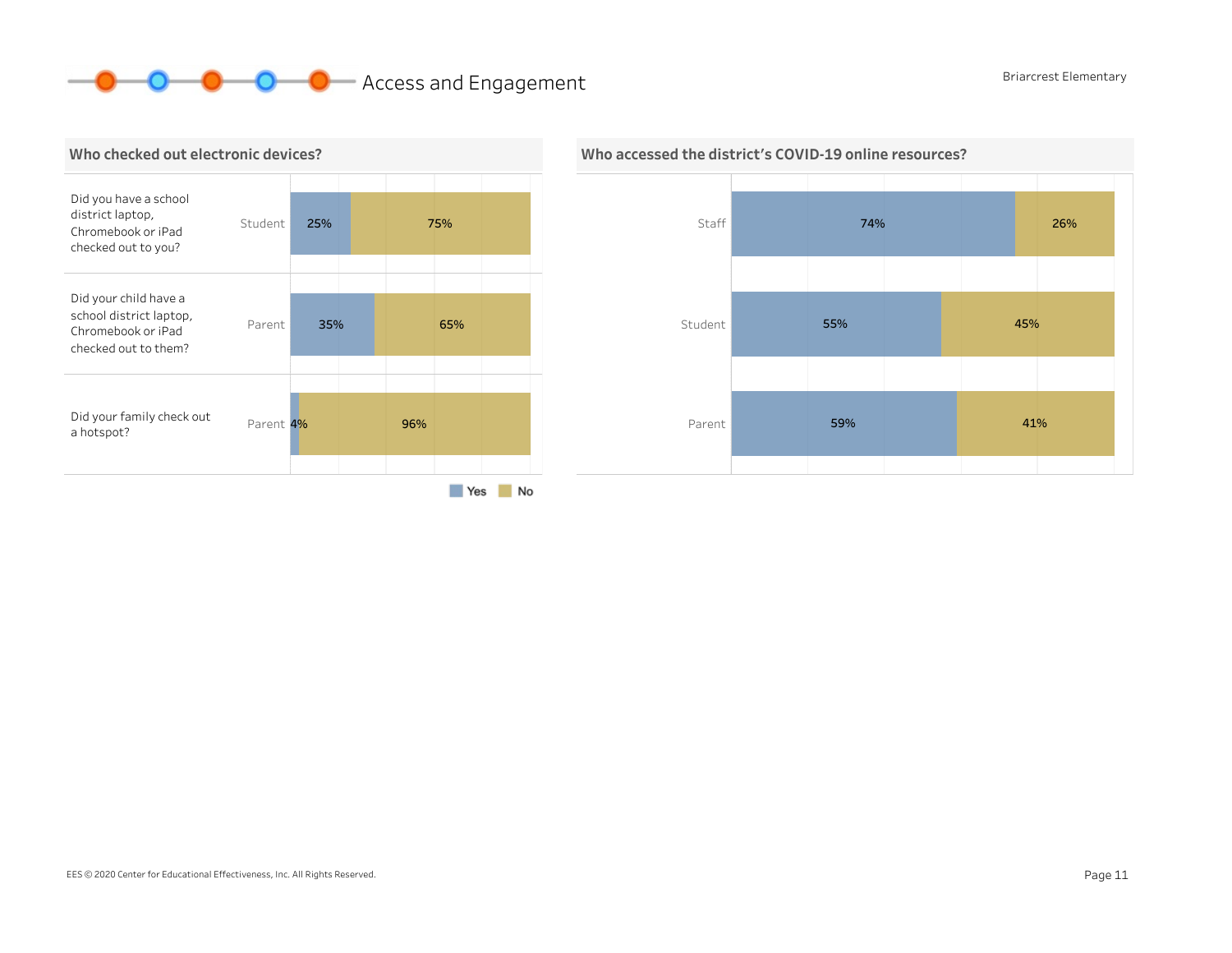# Access and Engagement

Briarcrest Elementary

## Who checked out electronic devices?

| Question | Respondent | Yes | No |
| --- | --- | --- | --- |
| Did you have a school district laptop, Chromebook or iPad checked out to you? | Student | 25% | 75% |
| Did your child have a school district laptop, Chromebook or iPad checked out to them? | Parent | 35% | 65% |
| Did your family check out a hotspot? | Parent | 4% | 96% |

## Who accessed the district's COVID-19 online resources?

| Respondent | Yes | No |
| --- | --- | --- |
| Staff | 74% | 26% |
| Student | 55% | 45% |
| Parent | 59% | 41% |

EES © 2020 Center for Educational Effectiveness, Inc. All Rights Reserved.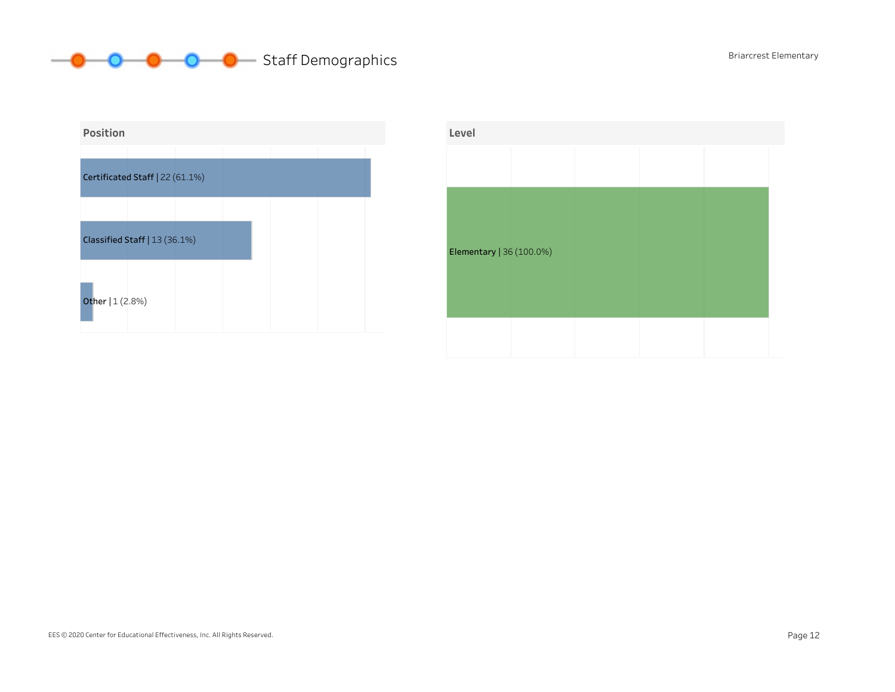# Staff Demographics

Briarcrest Elementary

## Position

Certificated Staff | 22 (61.1%)

Classified Staff | 13 (36.1%)

Other | 1 (2.8%)

## Level

Elementary | 36 (100.0%)

EES © 2020 Center for Educational Effectiveness, Inc. All Rights Reserved.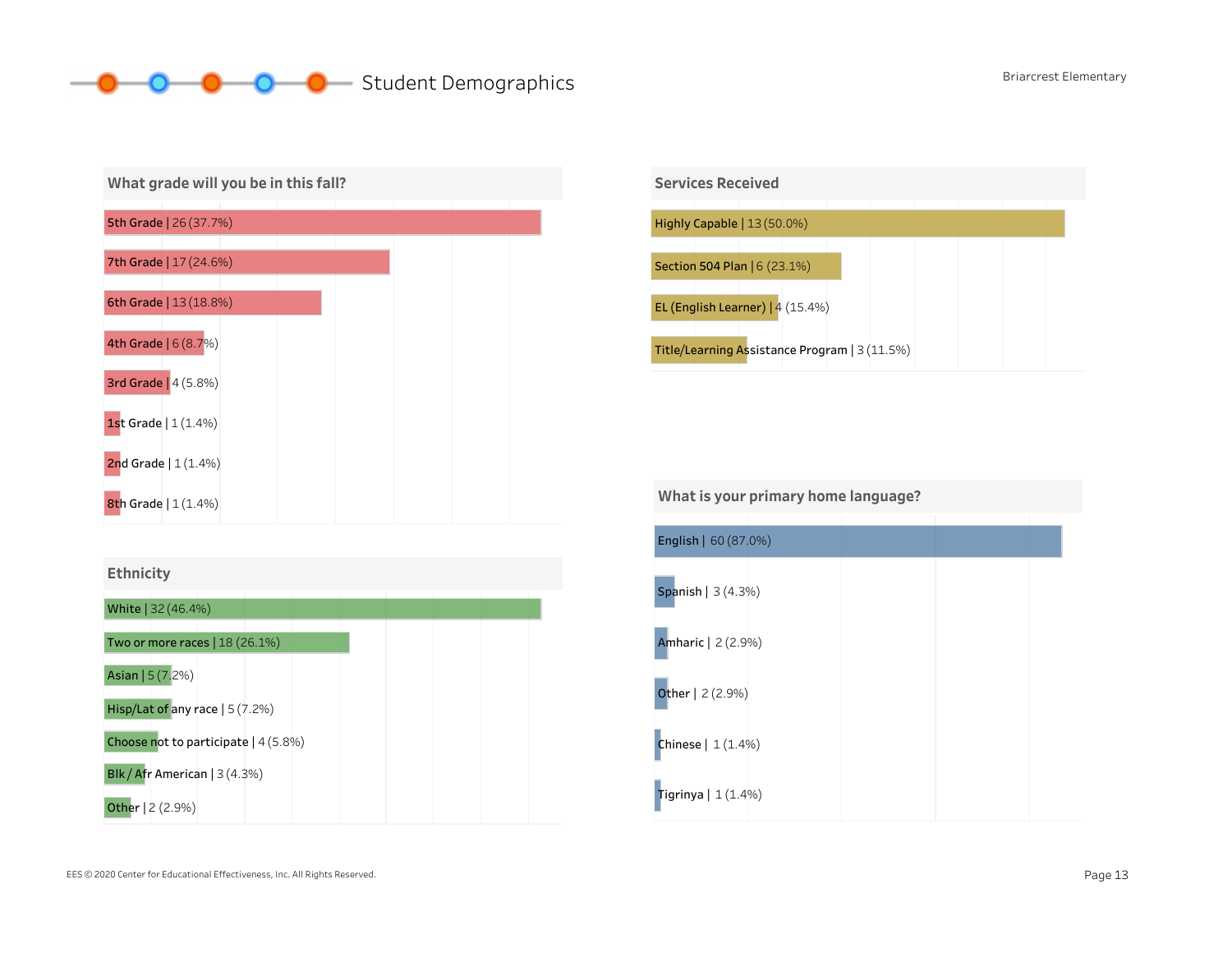# Student Demographics

Briarcrest Elementary

### What grade will you be in this fall?

| Grade | Count | Percent |
|---|---|---|
| 5th Grade | 26 | 37.7% |
| 7th Grade | 17 | 24.6% |
| 6th Grade | 13 | 18.8% |
| 4th Grade | 6 | 8.7% |
| 3rd Grade | 4 | 5.8% |
| 1st Grade | 1 | 1.4% |
| 2nd Grade | 1 | 1.4% |
| 8th Grade | 1 | 1.4% |

### Services Received

| Service | Count | Percent |
|---|---|---|
| Highly Capable | 13 | 50.0% |
| Section 504 Plan | 6 | 23.1% |
| EL (English Learner) | 4 | 15.4% |
| Title/Learning Assistance Program | 3 | 11.5% |

### Ethnicity

| Ethnicity | Count | Percent |
|---|---|---|
| White | 32 | 46.4% |
| Two or more races | 18 | 26.1% |
| Asian | 5 | 7.2% |
| Hisp/Lat of any race | 5 | 7.2% |
| Choose not to participate | 4 | 5.8% |
| Blk / Afr American | 3 | 4.3% |
| Other | 2 | 2.9% |

### What is your primary home language?

| Language | Count | Percent |
|---|---|---|
| English | 60 | 87.0% |
| Spanish | 3 | 4.3% |
| Amharic | 2 | 2.9% |
| Other | 2 | 2.9% |
| Chinese | 1 | 1.4% |
| Tigrinya | 1 | 1.4% |

EES © 2020 Center for Educational Effectiveness, Inc. All Rights Reserved.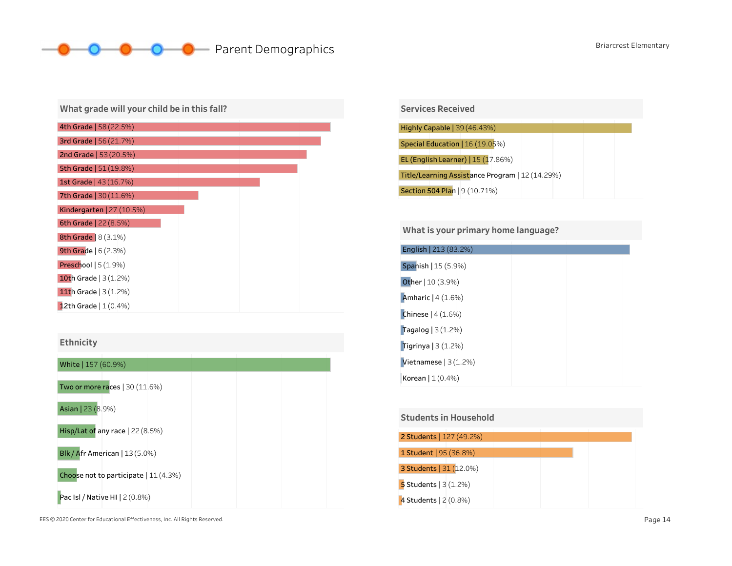# Parent Demographics

Briarcrest Elementary

## What grade will your child be in this fall?

4th Grade | 58 (22.5%)
3rd Grade | 56 (21.7%)
2nd Grade | 53 (20.5%)
5th Grade | 51 (19.8%)
1st Grade | 43 (16.7%)
7th Grade | 30 (11.6%)
Kindergarten | 27 (10.5%)
6th Grade | 22 (8.5%)
8th Grade | 8 (3.1%)
9th Grade | 6 (2.3%)
Preschool | 5 (1.9%)
10th Grade | 3 (1.2%)
11th Grade | 3 (1.2%)
12th Grade | 1 (0.4%)

## Ethnicity

White | 157 (60.9%)
Two or more races | 30 (11.6%)
Asian | 23 (8.9%)
Hisp/Lat of any race | 22 (8.5%)
Blk / Afr American | 13 (5.0%)
Choose not to participate | 11 (4.3%)
Pac Isl / Native HI | 2 (0.8%)

## Services Received

Highly Capable | 39 (46.43%)
Special Education | 16 (19.05%)
EL (English Learner) | 15 (17.86%)
Title/Learning Assistance Program | 12 (14.29%)
Section 504 Plan | 9 (10.71%)

## What is your primary home language?

English | 213 (83.2%)
Spanish | 15 (5.9%)
Other | 10 (3.9%)
Amharic | 4 (1.6%)
Chinese | 4 (1.6%)
Tagalog | 3 (1.2%)
Tigrinya | 3 (1.2%)
Vietnamese | 3 (1.2%)
Korean | 1 (0.4%)

## Students in Household

2 Students | 127 (49.2%)
1 Student | 95 (36.8%)
3 Students | 31 (12.0%)
5 Students | 3 (1.2%)
4 Students | 2 (0.8%)

EES © 2020 Center for Educational Effectiveness, Inc. All Rights Reserved.